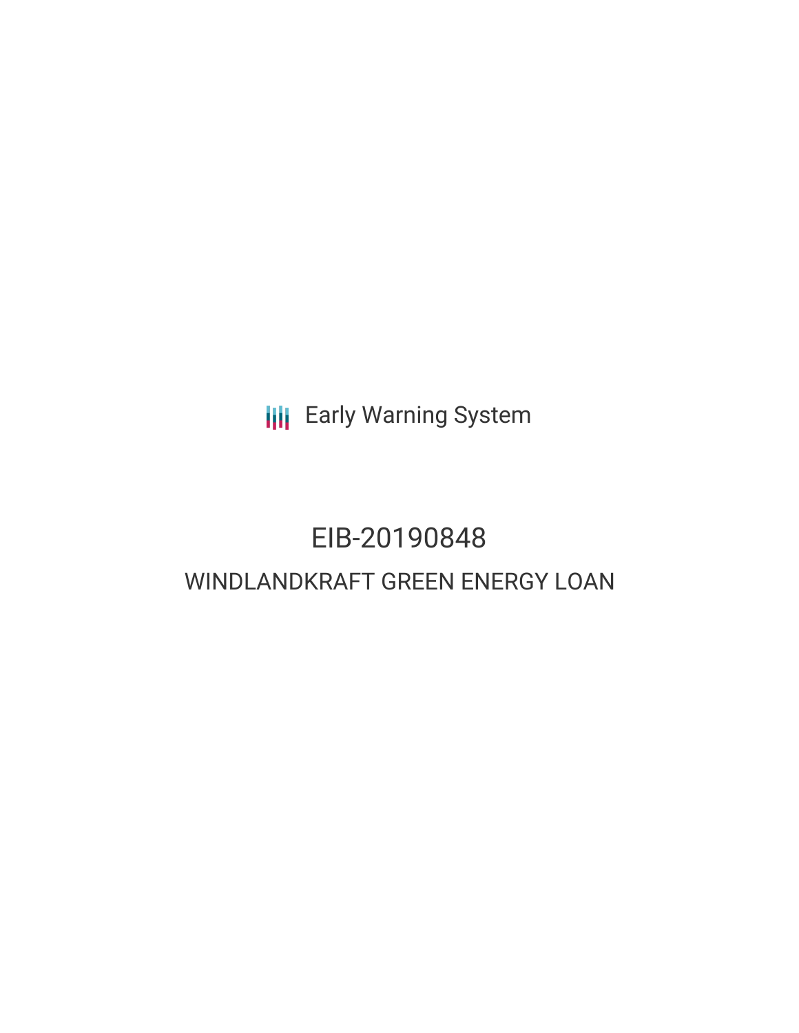Early Warning System

# EIB-20190848

## WINDLANDKRAFT GREEN ENERGY LOAN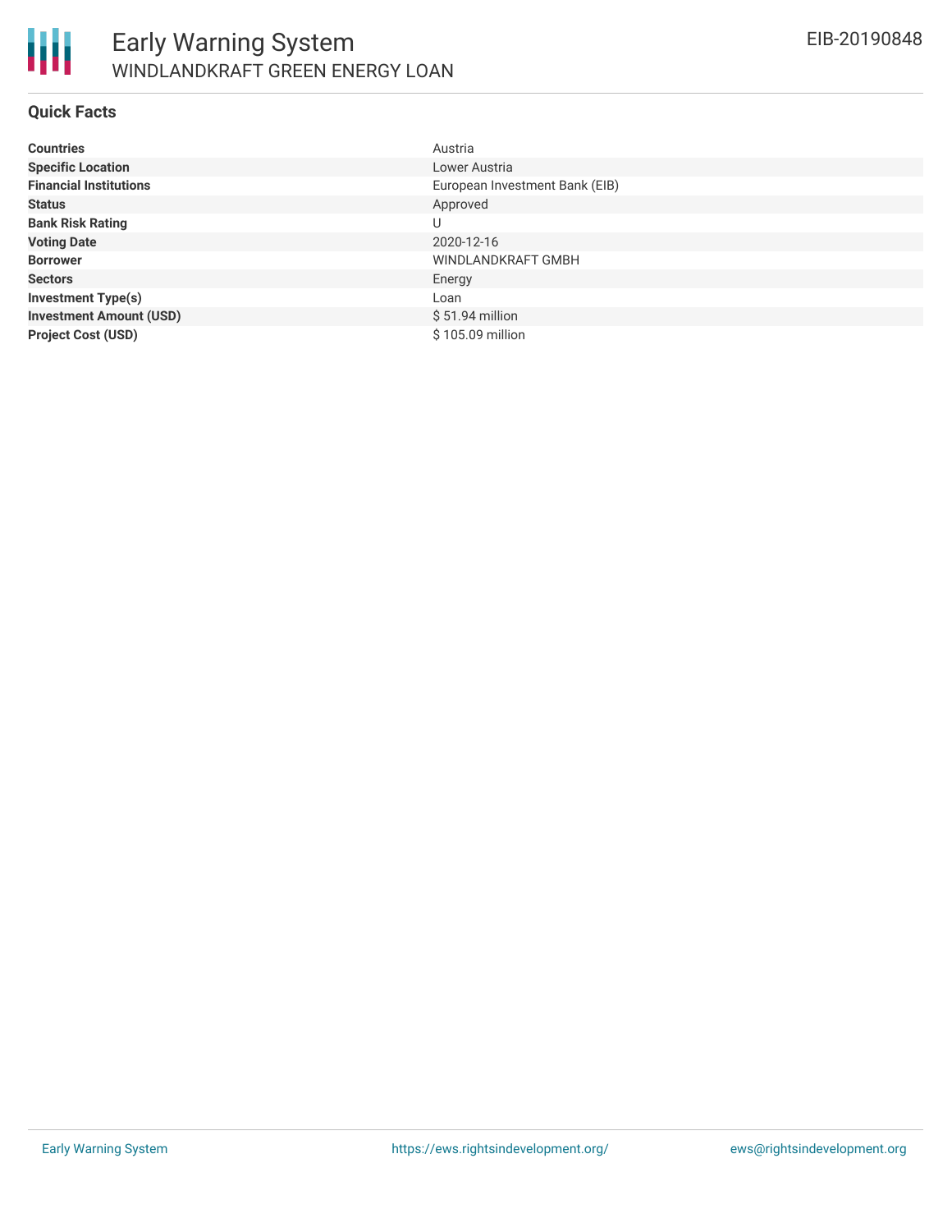## Quick Facts

| | |
|---|---|
| **Countries** | Austria |
| **Specific Location** | Lower Austria |
| **Financial Institutions** | European Investment Bank (EIB) |
| **Status** | Approved |
| **Bank Risk Rating** | U |
| **Voting Date** | 2020-12-16 |
| **Borrower** | WINDLANDKRAFT GMBH |
| **Sectors** | Energy |
| **Investment Type(s)** | Loan |
| **Investment Amount (USD)** | $ 51.94 million |
| **Project Cost (USD)** | $ 105.09 million |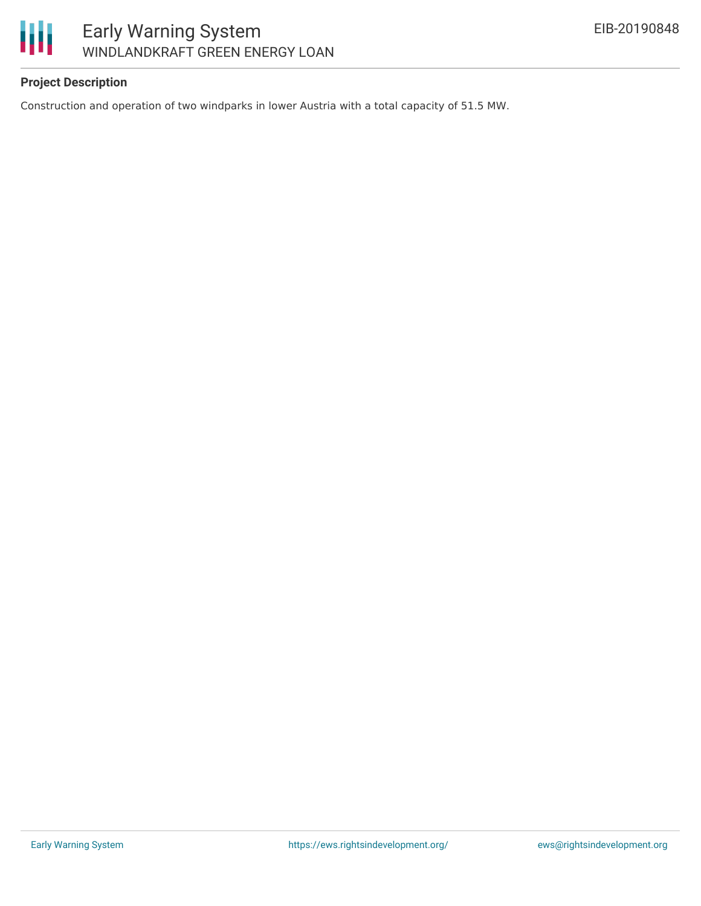**Project Description**

Construction and operation of two windparks in lower Austria with a total capacity of 51.5 MW.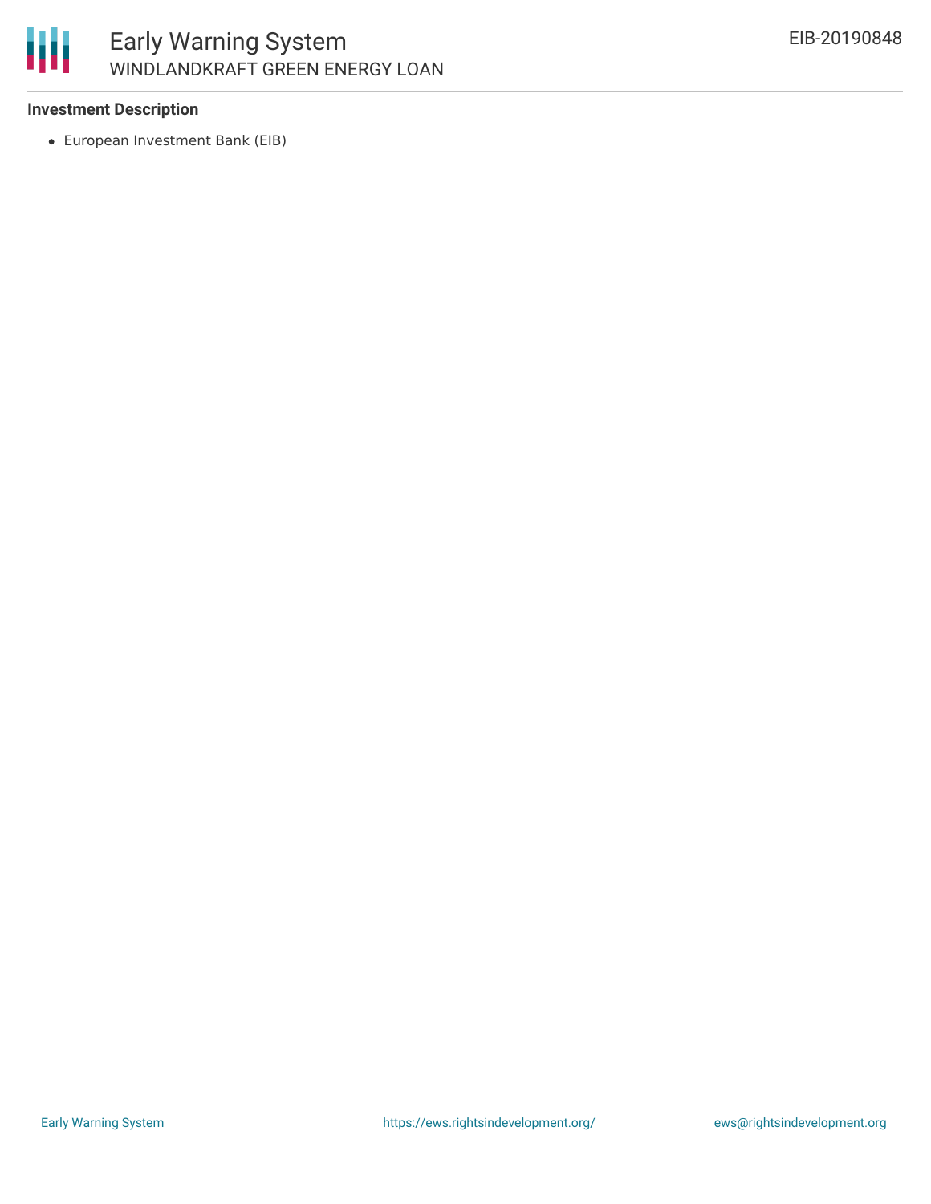**Investment Description**

- European Investment Bank (EIB)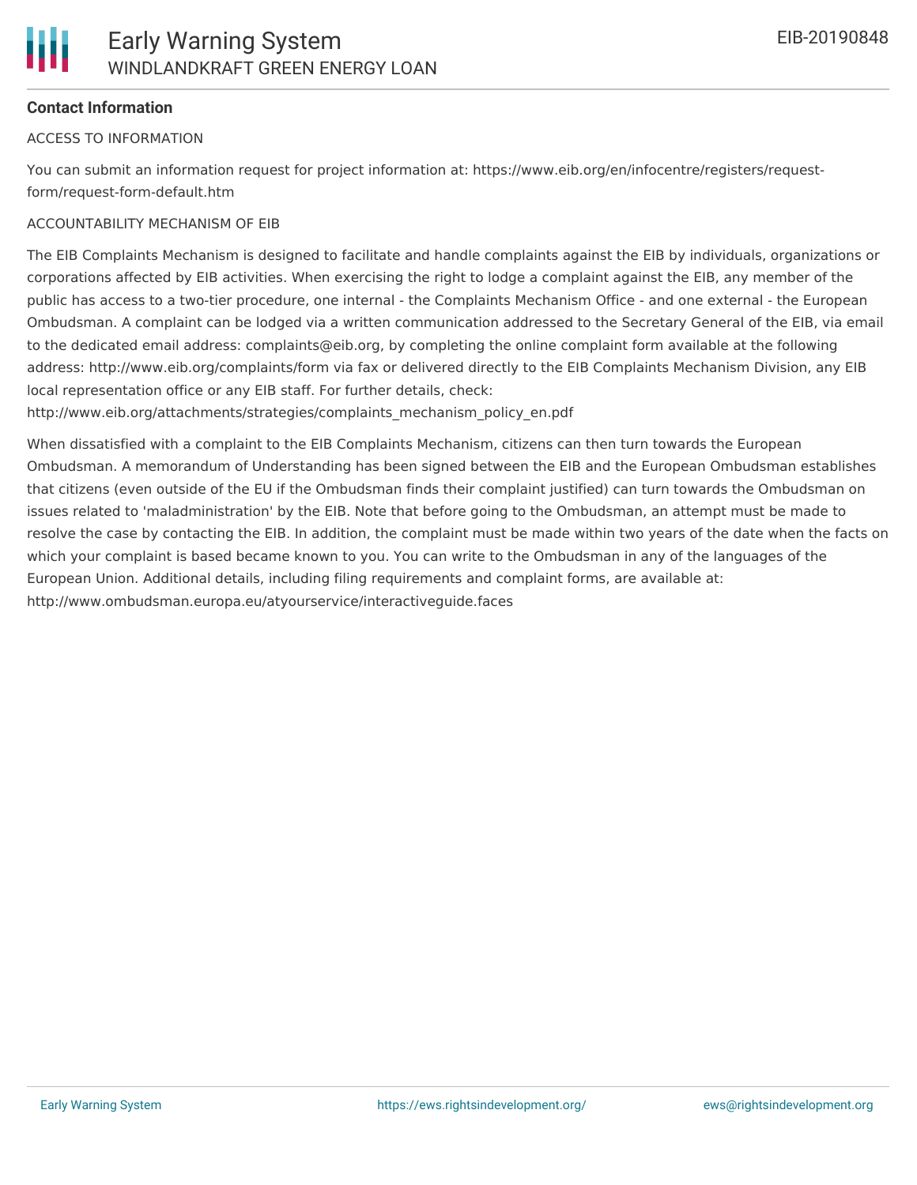## Contact Information

ACCESS TO INFORMATION

You can submit an information request for project information at: https://www.eib.org/en/infocentre/registers/request-form/request-form-default.htm

ACCOUNTABILITY MECHANISM OF EIB

The EIB Complaints Mechanism is designed to facilitate and handle complaints against the EIB by individuals, organizations or corporations affected by EIB activities. When exercising the right to lodge a complaint against the EIB, any member of the public has access to a two-tier procedure, one internal - the Complaints Mechanism Office - and one external - the European Ombudsman. A complaint can be lodged via a written communication addressed to the Secretary General of the EIB, via email to the dedicated email address: complaints@eib.org, by completing the online complaint form available at the following address: http://www.eib.org/complaints/form via fax or delivered directly to the EIB Complaints Mechanism Division, any EIB local representation office or any EIB staff. For further details, check: http://www.eib.org/attachments/strategies/complaints_mechanism_policy_en.pdf

When dissatisfied with a complaint to the EIB Complaints Mechanism, citizens can then turn towards the European Ombudsman. A memorandum of Understanding has been signed between the EIB and the European Ombudsman establishes that citizens (even outside of the EU if the Ombudsman finds their complaint justified) can turn towards the Ombudsman on issues related to 'maladministration' by the EIB. Note that before going to the Ombudsman, an attempt must be made to resolve the case by contacting the EIB. In addition, the complaint must be made within two years of the date when the facts on which your complaint is based became known to you. You can write to the Ombudsman in any of the languages of the European Union. Additional details, including filing requirements and complaint forms, are available at: http://www.ombudsman.europa.eu/atyourservice/interactiveguide.faces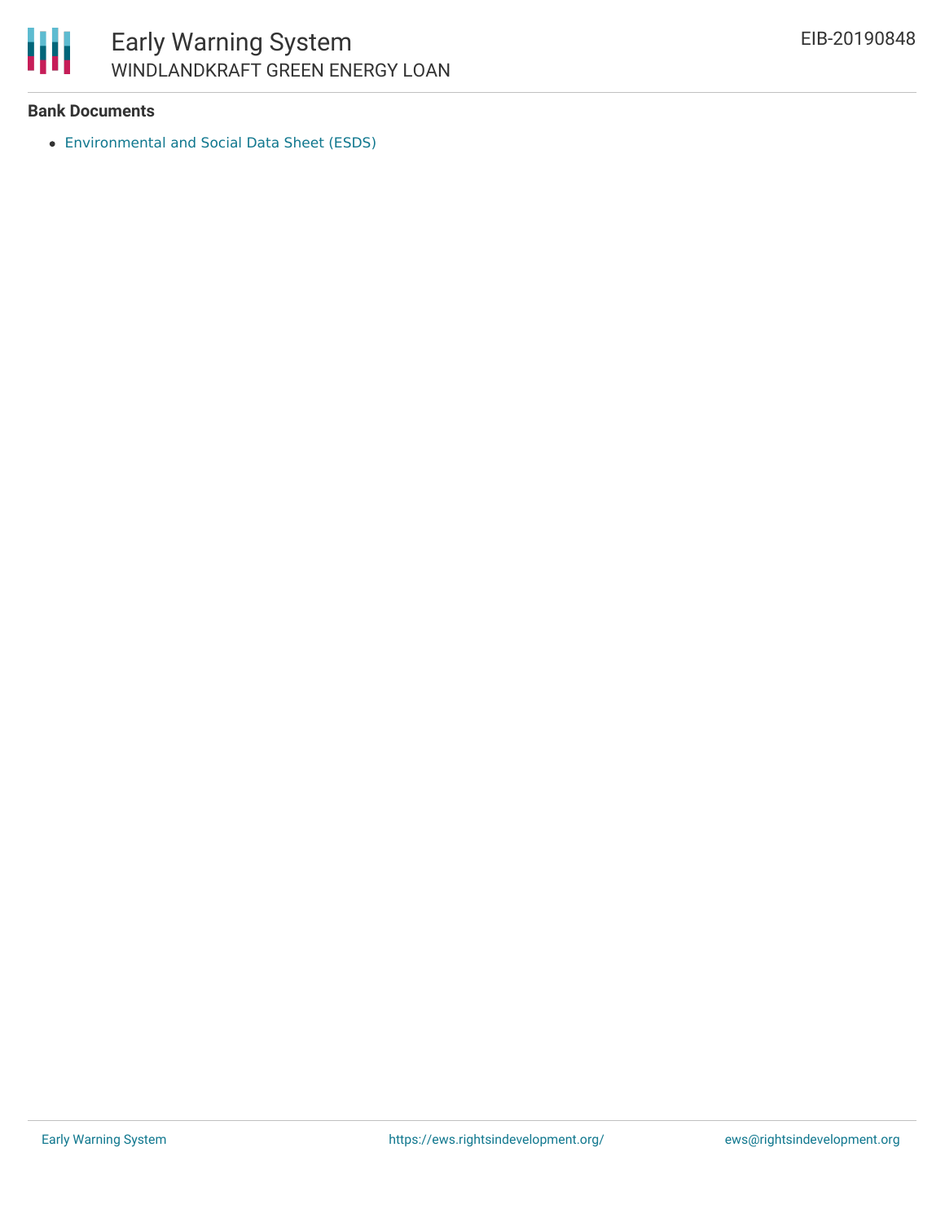**Bank Documents**

- Environmental and Social Data Sheet (ESDS)